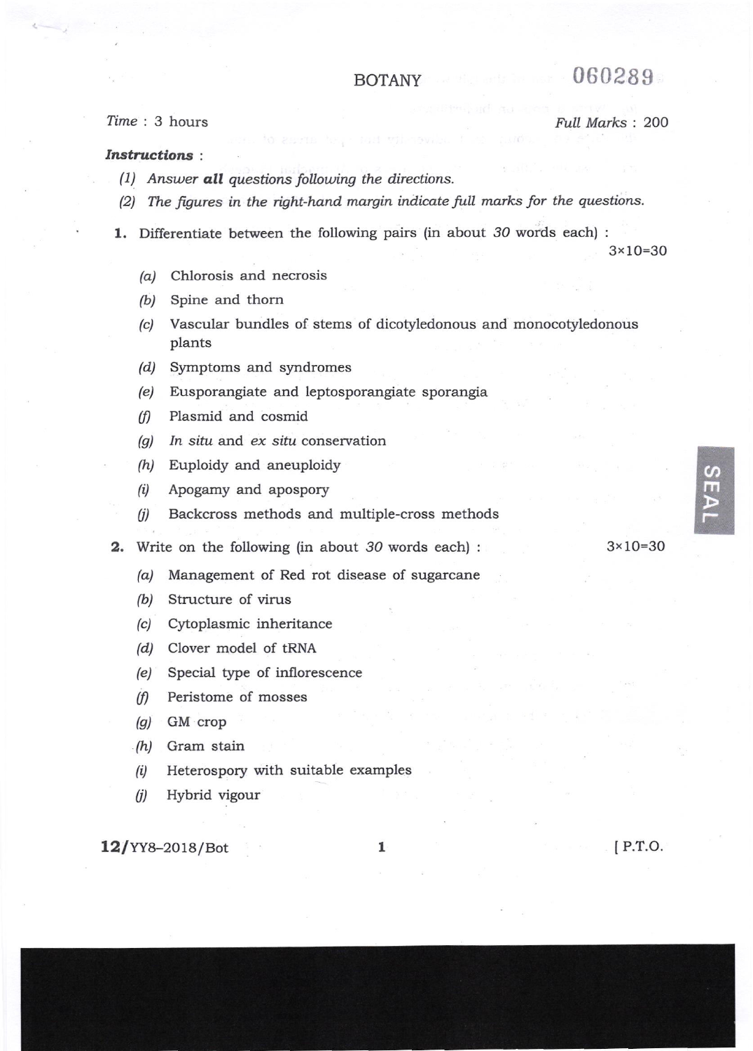# BOTANY

060289

*Time* : 3 hours *Full Marks* : 200

***Instructions*** :

*(1) Answer* ***all*** *questions following the directions.*

*(2) The figures in the right-hand margin indicate full marks for the questions.*

**1.** Differentiate between the following pairs (in about *30* words each) : 3×10=30

*(a)* Chlorosis and necrosis

*(b)* Spine and thorn

*(c)* Vascular bundles of stems of dicotyledonous and monocotyledonous plants

*(d)* Symptoms and syndromes

*(e)* Eusporangiate and leptosporangiate sporangia

*(f)* Plasmid and cosmid

*(g)* *In situ* and *ex situ* conservation

*(h)* Euploidy and aneuploidy

*(i)* Apogamy and apospory

*(j)* Backcross methods and multiple-cross methods

**2.** Write on the following (in about *30* words each) : 3×10=30

*(a)* Management of Red rot disease of sugarcane

*(b)* Structure of virus

*(c)* Cytoplasmic inheritance

*(d)* Clover model of tRNA

*(e)* Special type of inflorescence

*(f)* Peristome of mosses

*(g)* GM crop

*(h)* Gram stain

*(i)* Heterospory with suitable examples

*(j)* Hybrid vigour

**12**/YY8–2018/Bot [ P.T.O.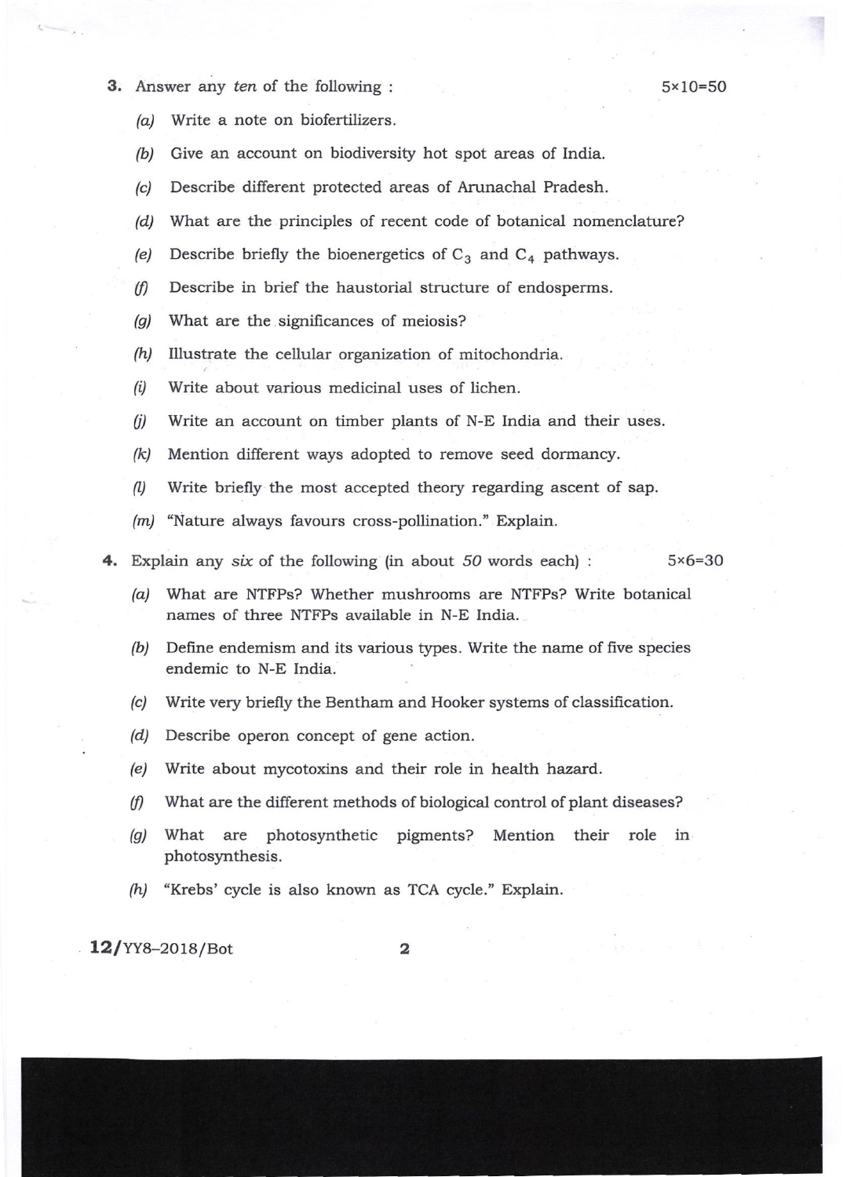3. Answer any *ten* of the following : 5×10=50

   *(a)* Write a note on biofertilizers.

   *(b)* Give an account on biodiversity hot spot areas of India.

   *(c)* Describe different protected areas of Arunachal Pradesh.

   *(d)* What are the principles of recent code of botanical nomenclature?

   *(e)* Describe briefly the bioenergetics of $C_3$ and $C_4$ pathways.

   *(f)* Describe in brief the haustorial structure of endosperms.

   *(g)* What are the significances of meiosis?

   *(h)* Illustrate the cellular organization of mitochondria.

   *(i)* Write about various medicinal uses of lichen.

   *(j)* Write an account on timber plants of N-E India and their uses.

   *(k)* Mention different ways adopted to remove seed dormancy.

   *(l)* Write briefly the most accepted theory regarding ascent of sap.

   *(m)* "Nature always favours cross-pollination." Explain.

4. Explain any *six* of the following (in about *50* words each) : 5×6=30

   *(a)* What are NTFPs? Whether mushrooms are NTFPs? Write botanical names of three NTFPs available in N-E India.

   *(b)* Define endemism and its various types. Write the name of five species endemic to N-E India.

   *(c)* Write very briefly the Bentham and Hooker systems of classification.

   *(d)* Describe operon concept of gene action.

   *(e)* Write about mycotoxins and their role in health hazard.

   *(f)* What are the different methods of biological control of plant diseases?

   *(g)* What are photosynthetic pigments? Mention their role in photosynthesis.

   *(h)* "Krebs' cycle is also known as TCA cycle." Explain.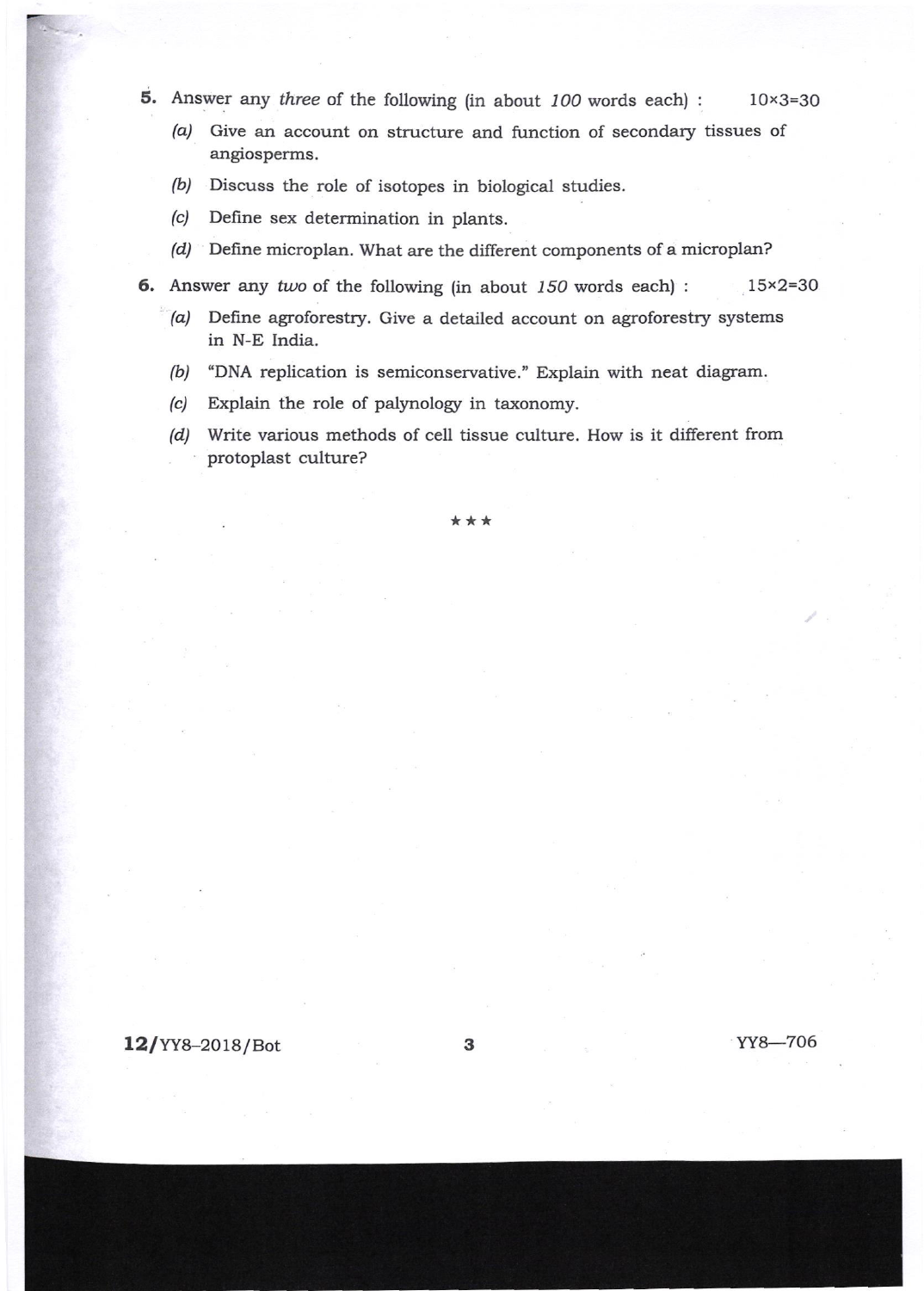5. Answer any *three* of the following (in about *100* words each) : 10×3=30

   *(a)* Give an account on structure and function of secondary tissues of angiosperms.

   *(b)* Discuss the role of isotopes in biological studies.

   *(c)* Define sex determination in plants.

   *(d)* Define microplan. What are the different components of a microplan?

6. Answer any *two* of the following (in about *150* words each) : 15×2=30

   *(a)* Define agroforestry. Give a detailed account on agroforestry systems in N-E India.

   *(b)* "DNA replication is semiconservative." Explain with neat diagram.

   *(c)* Explain the role of palynology in taxonomy.

   *(d)* Write various methods of cell tissue culture. How is it different from protoplast culture?

★★★

12/YY8–2018/Bot YY8—706